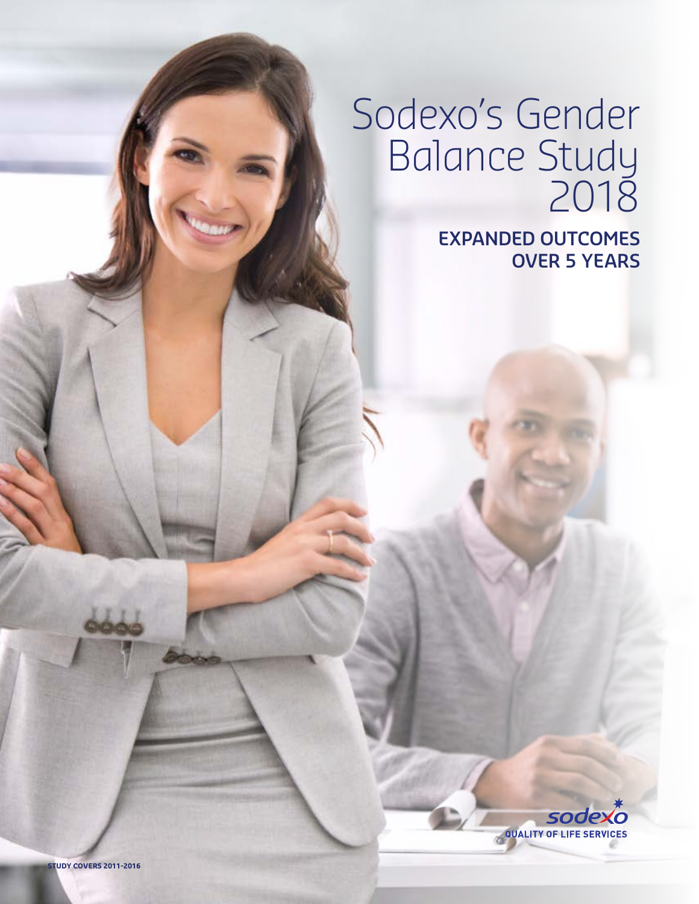# Sodexo's Gender Balance Study 2018

## EXPANDED OUTCOMES OVER 5 YEARS

sodexo
QUALITY OF LIFE SERVICES

**STUDY COVERS 2011-2016**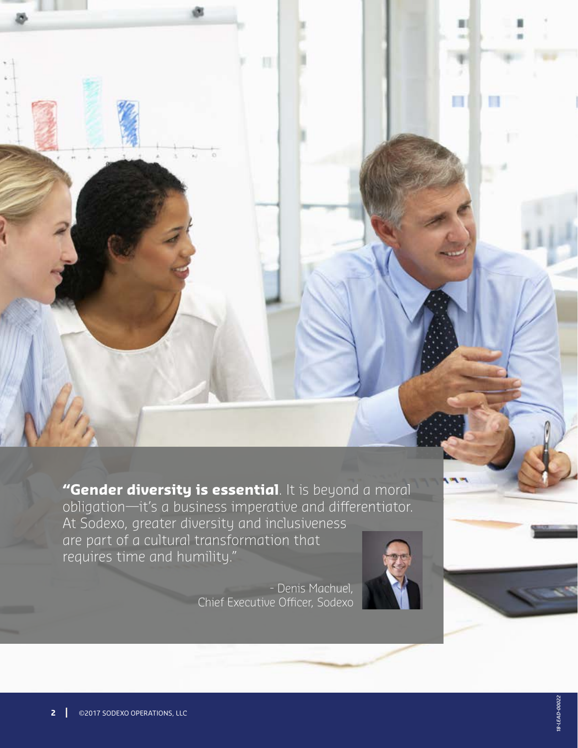**"Gender diversity is essential**. It is beyond a moral obligation—it's a business imperative and differentiator. At Sodexo, greater diversity and inclusiveness are part of a cultural transformation that requires time and humility."

- Denis Machuel,
Chief Executive Officer, Sodexo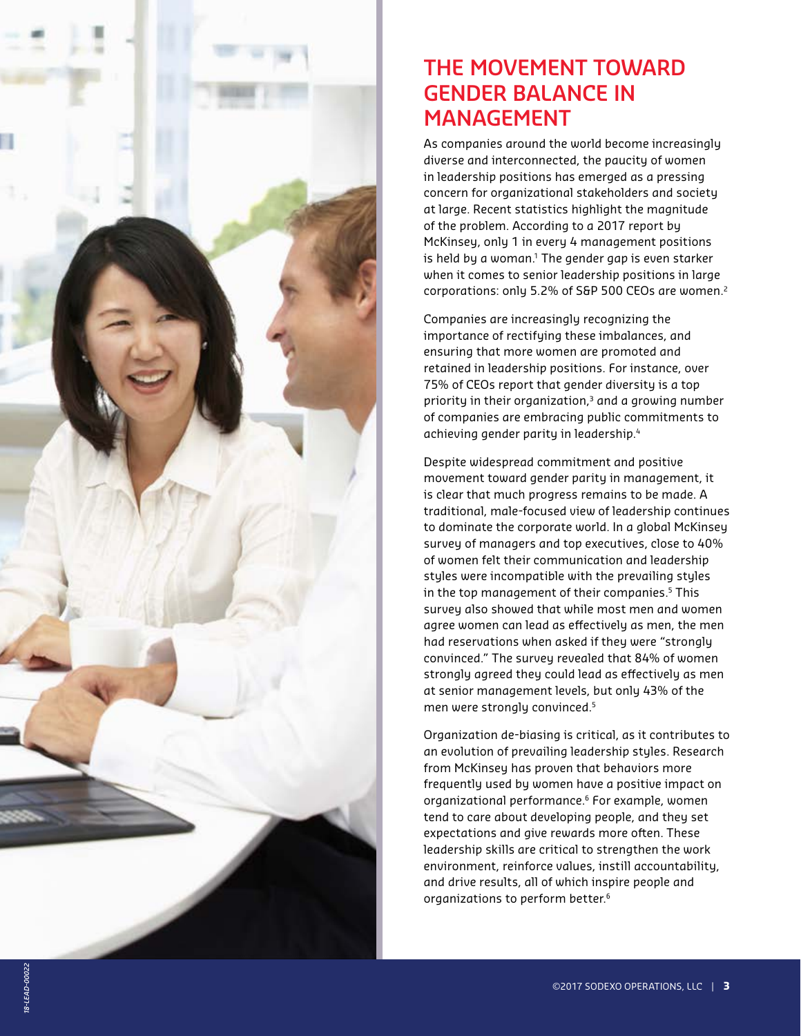# THE MOVEMENT TOWARD GENDER BALANCE IN MANAGEMENT

As companies around the world become increasingly diverse and interconnected, the paucity of women in leadership positions has emerged as a pressing concern for organizational stakeholders and society at large. Recent statistics highlight the magnitude of the problem. According to a 2017 report by McKinsey, only 1 in every 4 management positions is held by a woman.[1] The gender gap is even starker when it comes to senior leadership positions in large corporations: only 5.2% of S&P 500 CEOs are women.[2]

Companies are increasingly recognizing the importance of rectifying these imbalances, and ensuring that more women are promoted and retained in leadership positions. For instance, over 75% of CEOs report that gender diversity is a top priority in their organization,[3] and a growing number of companies are embracing public commitments to achieving gender parity in leadership.[4]

Despite widespread commitment and positive movement toward gender parity in management, it is clear that much progress remains to be made. A traditional, male-focused view of leadership continues to dominate the corporate world. In a global McKinsey survey of managers and top executives, close to 40% of women felt their communication and leadership styles were incompatible with the prevailing styles in the top management of their companies.[5] This survey also showed that while most men and women agree women can lead as effectively as men, the men had reservations when asked if they were "strongly convinced." The survey revealed that 84% of women strongly agreed they could lead as effectively as men at senior management levels, but only 43% of the men were strongly convinced.[5]

Organization de-biasing is critical, as it contributes to an evolution of prevailing leadership styles. Research from McKinsey has proven that behaviors more frequently used by women have a positive impact on organizational performance.[6] For example, women tend to care about developing people, and they set expectations and give rewards more often. These leadership skills are critical to strengthen the work environment, reinforce values, instill accountability, and drive results, all of which inspire people and organizations to perform better.[6]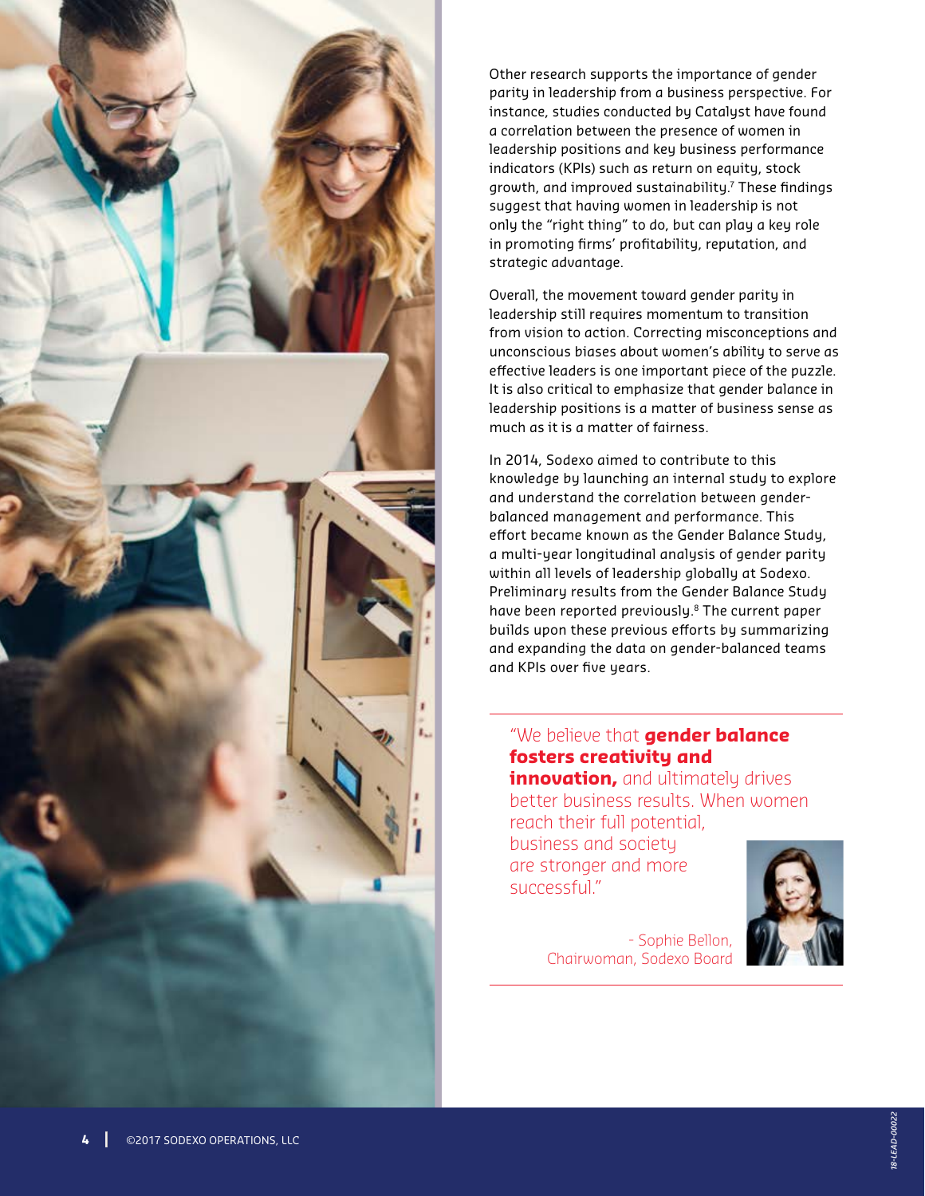Other research supports the importance of gender parity in leadership from a business perspective. For instance, studies conducted by Catalyst have found a correlation between the presence of women in leadership positions and key business performance indicators (KPIs) such as return on equity, stock growth, and improved sustainability.[7] These findings suggest that having women in leadership is not only the "right thing" to do, but can play a key role in promoting firms' profitability, reputation, and strategic advantage.

Overall, the movement toward gender parity in leadership still requires momentum to transition from vision to action. Correcting misconceptions and unconscious biases about women's ability to serve as effective leaders is one important piece of the puzzle. It is also critical to emphasize that gender balance in leadership positions is a matter of business sense as much as it is a matter of fairness.

In 2014, Sodexo aimed to contribute to this knowledge by launching an internal study to explore and understand the correlation between gender-balanced management and performance. This effort became known as the Gender Balance Study, a multi-year longitudinal analysis of gender parity within all levels of leadership globally at Sodexo. Preliminary results from the Gender Balance Study have been reported previously.[8] The current paper builds upon these previous efforts by summarizing and expanding the data on gender-balanced teams and KPIs over five years.

> "We believe that **gender balance fosters creativity and innovation,** and ultimately drives better business results. When women reach their full potential, business and society are stronger and more successful."
>
> \- Sophie Bellon, Chairwoman, Sodexo Board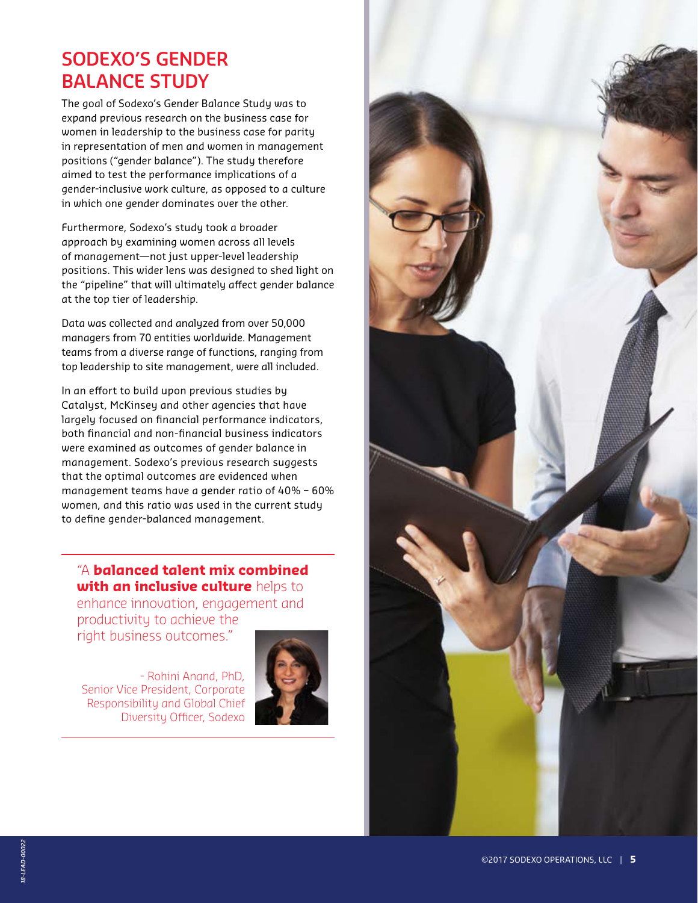# SODEXO'S GENDER BALANCE STUDY

The goal of Sodexo's Gender Balance Study was to expand previous research on the business case for women in leadership to the business case for parity in representation of men and women in management positions ("gender balance"). The study therefore aimed to test the performance implications of a gender-inclusive work culture, as opposed to a culture in which one gender dominates over the other.

Furthermore, Sodexo's study took a broader approach by examining women across all levels of management—not just upper-level leadership positions. This wider lens was designed to shed light on the "pipeline" that will ultimately affect gender balance at the top tier of leadership.

Data was collected and analyzed from over 50,000 managers from 70 entities worldwide. Management teams from a diverse range of functions, ranging from top leadership to site management, were all included.

In an effort to build upon previous studies by Catalyst, McKinsey and other agencies that have largely focused on financial performance indicators, both financial and non-financial business indicators were examined as outcomes of gender balance in management. Sodexo's previous research suggests that the optimal outcomes are evidenced when management teams have a gender ratio of 40% – 60% women, and this ratio was used in the current study to define gender-balanced management.

---

"A **balanced talent mix combined with an inclusive culture** helps to enhance innovation, engagement and productivity to achieve the right business outcomes."

- Rohini Anand, PhD, Senior Vice President, Corporate Responsibility and Global Chief Diversity Officer, Sodexo

---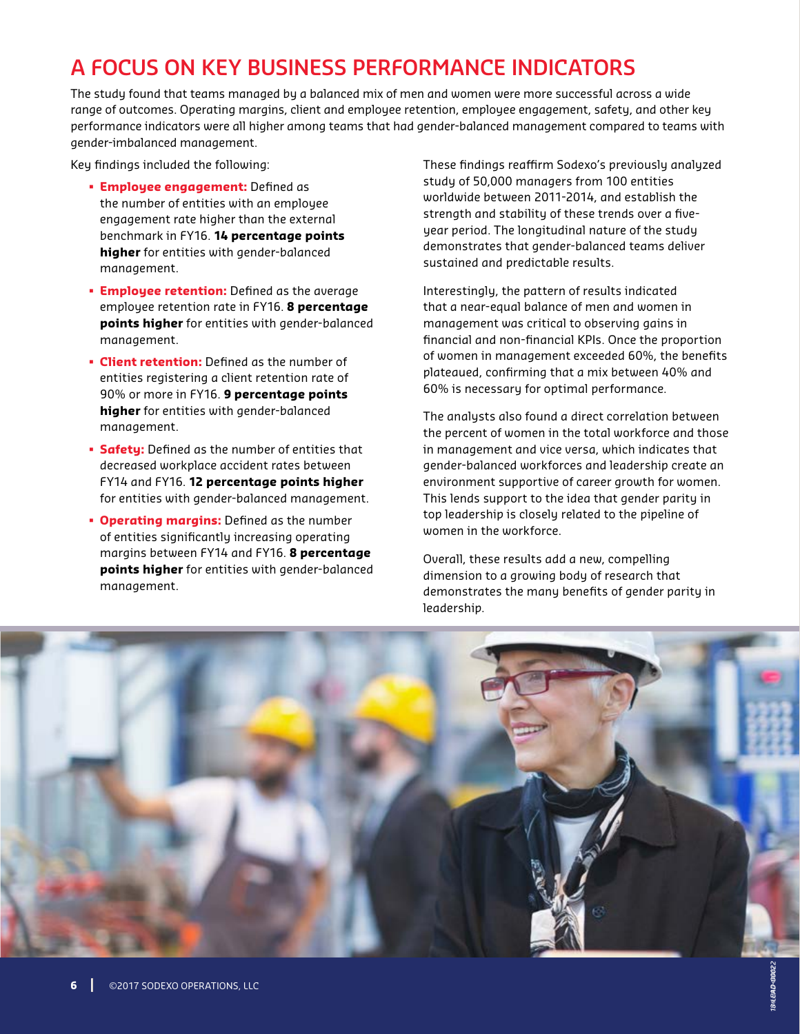# A FOCUS ON KEY BUSINESS PERFORMANCE INDICATORS

The study found that teams managed by a balanced mix of men and women were more successful across a wide range of outcomes. Operating margins, client and employee retention, employee engagement, safety, and other key performance indicators were all higher among teams that had gender-balanced management compared to teams with gender-imbalanced management.

Key findings included the following:

- **Employee engagement:** Defined as the number of entities with an employee engagement rate higher than the external benchmark in FY16. **14 percentage points higher** for entities with gender-balanced management.
- **Employee retention:** Defined as the average employee retention rate in FY16. **8 percentage points higher** for entities with gender-balanced management.
- **Client retention:** Defined as the number of entities registering a client retention rate of 90% or more in FY16. **9 percentage points higher** for entities with gender-balanced management.
- **Safety:** Defined as the number of entities that decreased workplace accident rates between FY14 and FY16. **12 percentage points higher** for entities with gender-balanced management.
- **Operating margins:** Defined as the number of entities significantly increasing operating margins between FY14 and FY16. **8 percentage points higher** for entities with gender-balanced management.

These findings reaffirm Sodexo's previously analyzed study of 50,000 managers from 100 entities worldwide between 2011-2014, and establish the strength and stability of these trends over a five-year period. The longitudinal nature of the study demonstrates that gender-balanced teams deliver sustained and predictable results.

Interestingly, the pattern of results indicated that a near-equal balance of men and women in management was critical to observing gains in financial and non-financial KPIs. Once the proportion of women in management exceeded 60%, the benefits plateaued, confirming that a mix between 40% and 60% is necessary for optimal performance.

The analysts also found a direct correlation between the percent of women in the total workforce and those in management and vice versa, which indicates that gender-balanced workforces and leadership create an environment supportive of career growth for women. This lends support to the idea that gender parity in top leadership is closely related to the pipeline of women in the workforce.

Overall, these results add a new, compelling dimension to a growing body of research that demonstrates the many benefits of gender parity in leadership.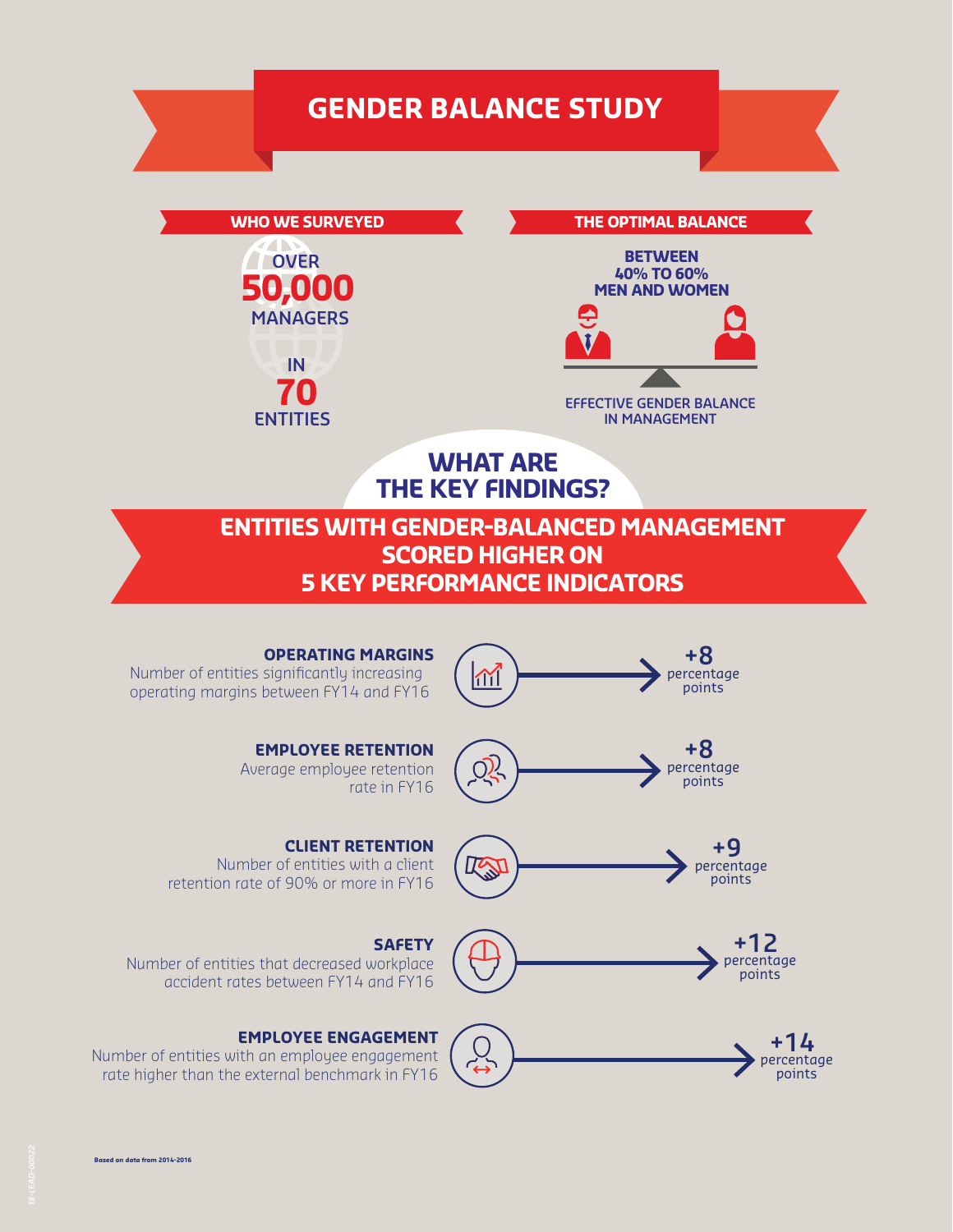# GENDER BALANCE STUDY

## WHO WE SURVEYED

OVER **50,000** MANAGERS IN **70** ENTITIES

## THE OPTIMAL BALANCE

BETWEEN 40% TO 60% MEN AND WOMEN

EFFECTIVE GENDER BALANCE IN MANAGEMENT

## WHAT ARE THE KEY FINDINGS?

## ENTITIES WITH GENDER-BALANCED MANAGEMENT SCORED HIGHER ON 5 KEY PERFORMANCE INDICATORS

**OPERATING MARGINS**
Number of entities significantly increasing operating margins between FY14 and FY16
**+8** percentage points

**EMPLOYEE RETENTION**
Average employee retention rate in FY16
**+8** percentage points

**CLIENT RETENTION**
Number of entities with a client retention rate of 90% or more in FY16
**+9** percentage points

**SAFETY**
Number of entities that decreased workplace accident rates between FY14 and FY16
**+12** percentage points

**EMPLOYEE ENGAGEMENT**
Number of entities with an employee engagement rate higher than the external benchmark in FY16
**+14** percentage points

Based on data from 2014-2016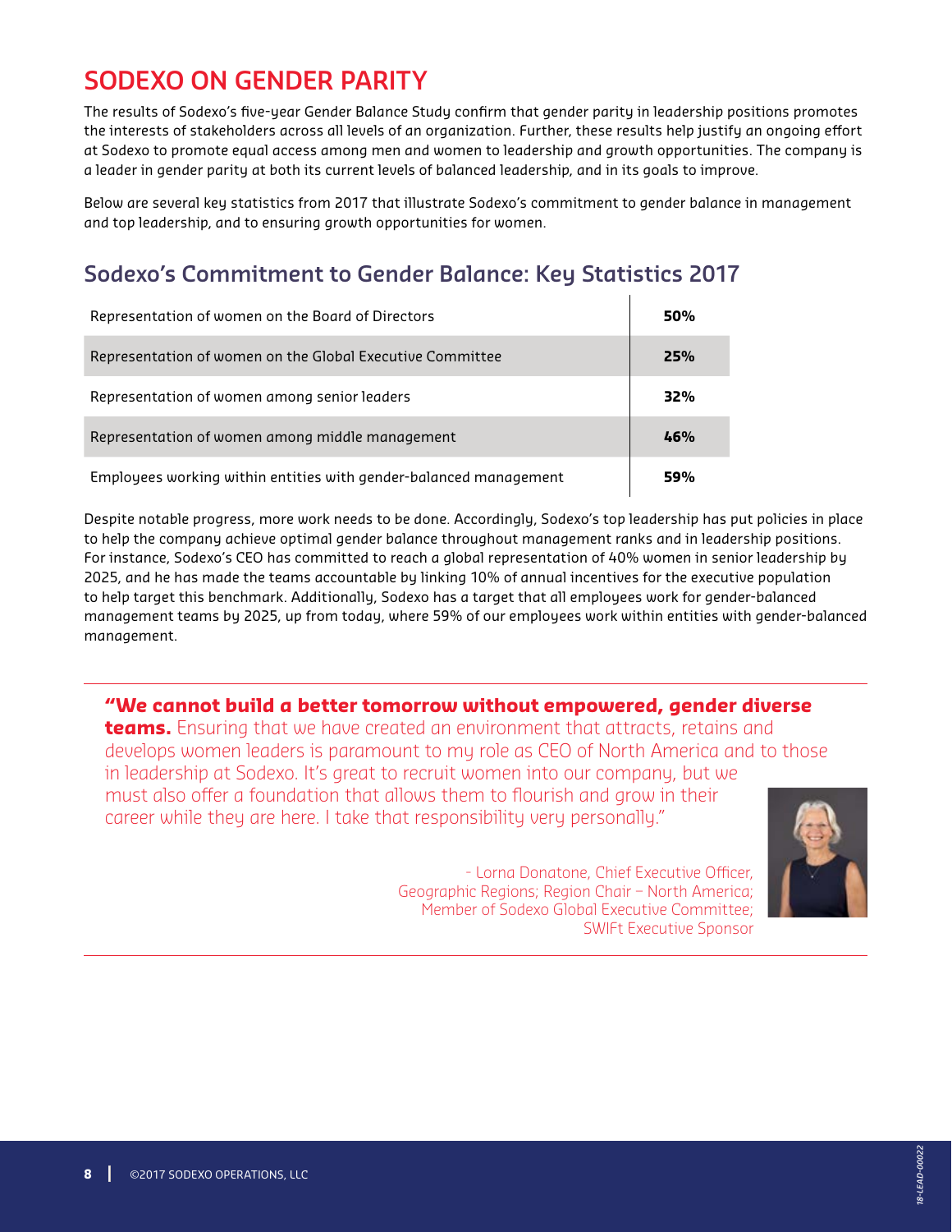# SODEXO ON GENDER PARITY

The results of Sodexo's five-year Gender Balance Study confirm that gender parity in leadership positions promotes the interests of stakeholders across all levels of an organization. Further, these results help justify an ongoing effort at Sodexo to promote equal access among men and women to leadership and growth opportunities. The company is a leader in gender parity at both its current levels of balanced leadership, and in its goals to improve.

Below are several key statistics from 2017 that illustrate Sodexo's commitment to gender balance in management and top leadership, and to ensuring growth opportunities for women.

## Sodexo's Commitment to Gender Balance: Key Statistics 2017

| | |
|---|---|
| Representation of women on the Board of Directors | **50%** |
| Representation of women on the Global Executive Committee | **25%** |
| Representation of women among senior leaders | **32%** |
| Representation of women among middle management | **46%** |
| Employees working within entities with gender-balanced management | **59%** |

Despite notable progress, more work needs to be done. Accordingly, Sodexo's top leadership has put policies in place to help the company achieve optimal gender balance throughout management ranks and in leadership positions. For instance, Sodexo's CEO has committed to reach a global representation of 40% women in senior leadership by 2025, and he has made the teams accountable by linking 10% of annual incentives for the executive population to help target this benchmark. Additionally, Sodexo has a target that all employees work for gender-balanced management teams by 2025, up from today, where 59% of our employees work within entities with gender-balanced management.

---

**"We cannot build a better tomorrow without empowered, gender diverse teams.** Ensuring that we have created an environment that attracts, retains and develops women leaders is paramount to my role as CEO of North America and to those in leadership at Sodexo. It's great to recruit women into our company, but we must also offer a foundation that allows them to flourish and grow in their career while they are here. I take that responsibility very personally."

- Lorna Donatone, Chief Executive Officer, Geographic Regions; Region Chair – North America; Member of Sodexo Global Executive Committee; SWIFt Executive Sponsor

---

©2017 SODEXO OPERATIONS, LLC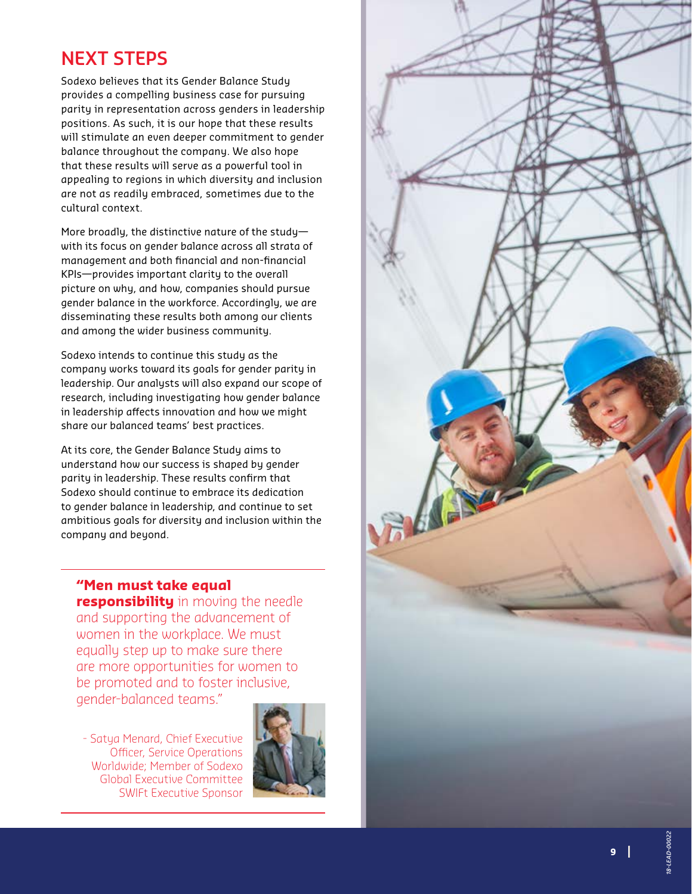## NEXT STEPS

Sodexo believes that its Gender Balance Study provides a compelling business case for pursuing parity in representation across genders in leadership positions. As such, it is our hope that these results will stimulate an even deeper commitment to gender balance throughout the company. We also hope that these results will serve as a powerful tool in appealing to regions in which diversity and inclusion are not as readily embraced, sometimes due to the cultural context.

More broadly, the distinctive nature of the study—with its focus on gender balance across all strata of management and both financial and non-financial KPIs—provides important clarity to the overall picture on why, and how, companies should pursue gender balance in the workforce. Accordingly, we are disseminating these results both among our clients and among the wider business community.

Sodexo intends to continue this study as the company works toward its goals for gender parity in leadership. Our analysts will also expand our scope of research, including investigating how gender balance in leadership affects innovation and how we might share our balanced teams' best practices.

At its core, the Gender Balance Study aims to understand how our success is shaped by gender parity in leadership. These results confirm that Sodexo should continue to embrace its dedication to gender balance in leadership, and continue to set ambitious goals for diversity and inclusion within the company and beyond.

---

**"Men must take equal responsibility** in moving the needle and supporting the advancement of women in the workplace. We must equally step up to make sure there are more opportunities for women to be promoted and to foster inclusive, gender-balanced teams."

- Satya Menard, Chief Executive Officer, Service Operations Worldwide; Member of Sodexo Global Executive Committee SWIFt Executive Sponsor

---

18-LEAD-00022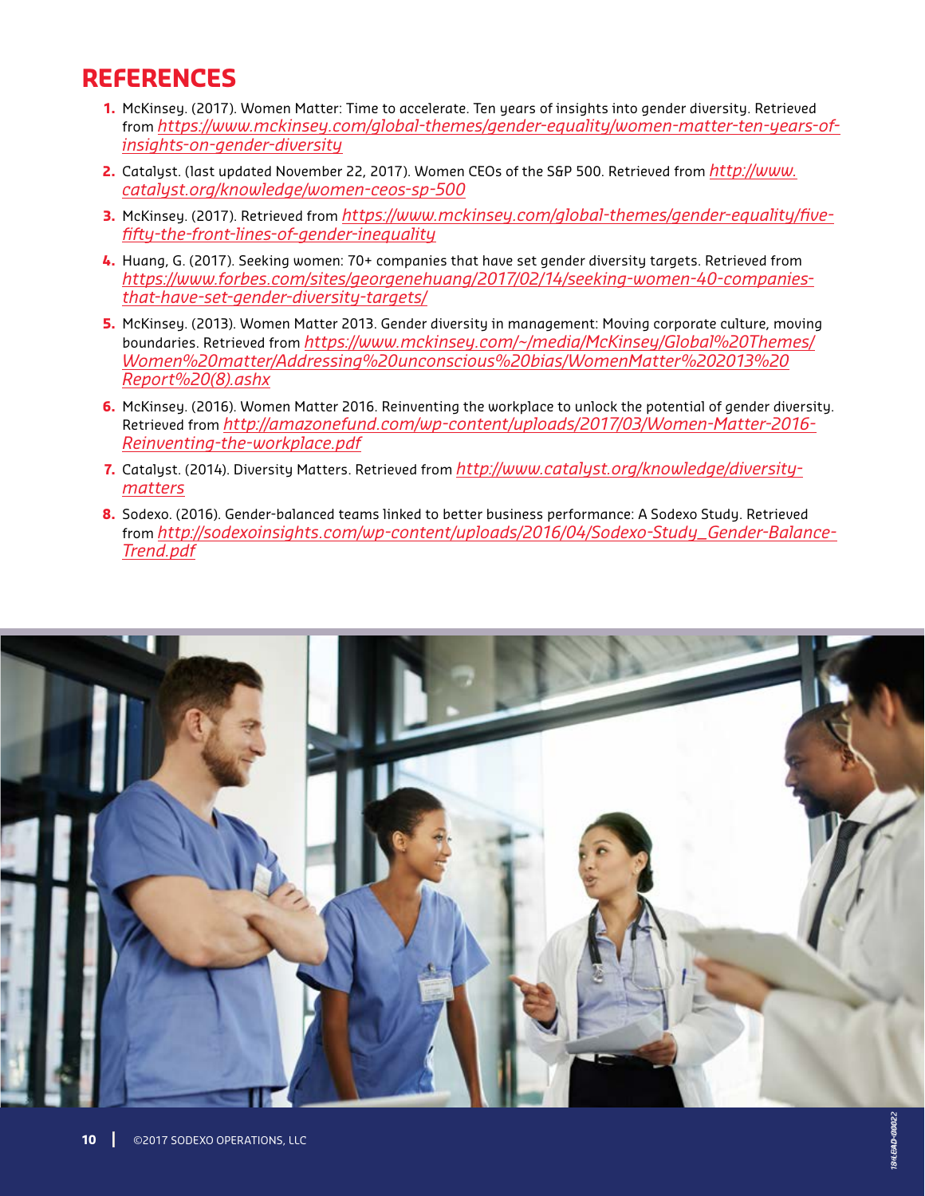## REFERENCES

1. McKinsey. (2017). Women Matter: Time to accelerate. Ten years of insights into gender diversity. Retrieved from *https://www.mckinsey.com/global-themes/gender-equality/women-matter-ten-years-of-insights-on-gender-diversity*
2. Catalyst. (last updated November 22, 2017). Women CEOs of the S&P 500. Retrieved from *http://www.catalyst.org/knowledge/women-ceos-sp-500*
3. McKinsey. (2017). Retrieved from *https://www.mckinsey.com/global-themes/gender-equality/five-fifty-the-front-lines-of-gender-inequality*
4. Huang, G. (2017). Seeking women: 70+ companies that have set gender diversity targets. Retrieved from *https://www.forbes.com/sites/georgenehuang/2017/02/14/seeking-women-40-companies-that-have-set-gender-diversity-targets/*
5. McKinsey. (2013). Women Matter 2013. Gender diversity in management: Moving corporate culture, moving boundaries. Retrieved from *https://www.mckinsey.com/~/media/McKinsey/Global%20Themes/Women%20matter/Addressing%20unconscious%20bias/WomenMatter%202013%20Report%20(8).ashx*
6. McKinsey. (2016). Women Matter 2016. Reinventing the workplace to unlock the potential of gender diversity. Retrieved from *http://amazonefund.com/wp-content/uploads/2017/03/Women-Matter-2016-Reinventing-the-workplace.pdf*
7. Catalyst. (2014). Diversity Matters. Retrieved from *http://www.catalyst.org/knowledge/diversity-matters*
8. Sodexo. (2016). Gender-balanced teams linked to better business performance: A Sodexo Study. Retrieved from *http://sodexoinsights.com/wp-content/uploads/2016/04/Sodexo-Study_Gender-Balance-Trend.pdf*

©2017 SODEXO OPERATIONS, LLC

18-LEAD-00822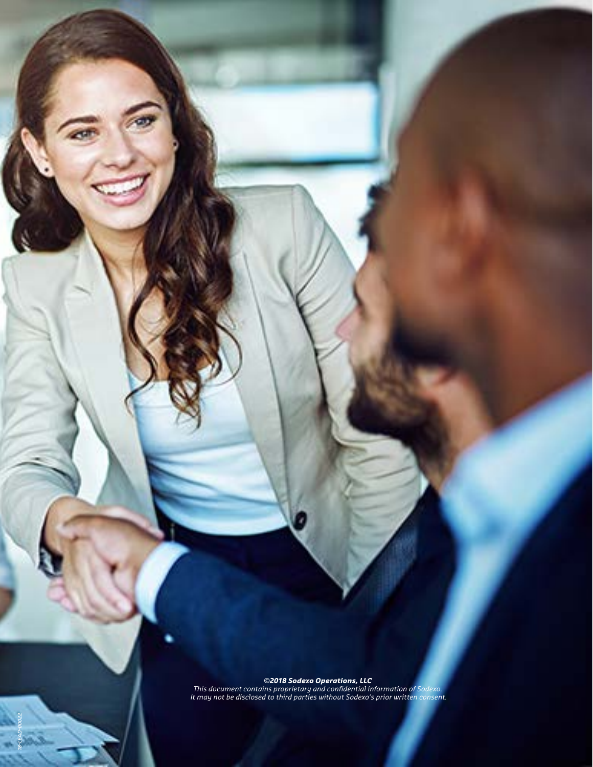***©2018 Sodexo Operations, LLC***
*This document contains proprietary and confidential information of Sodexo.*
*It may not be disclosed to third parties without Sodexo's prior written consent.*

*18-LEAD-00022*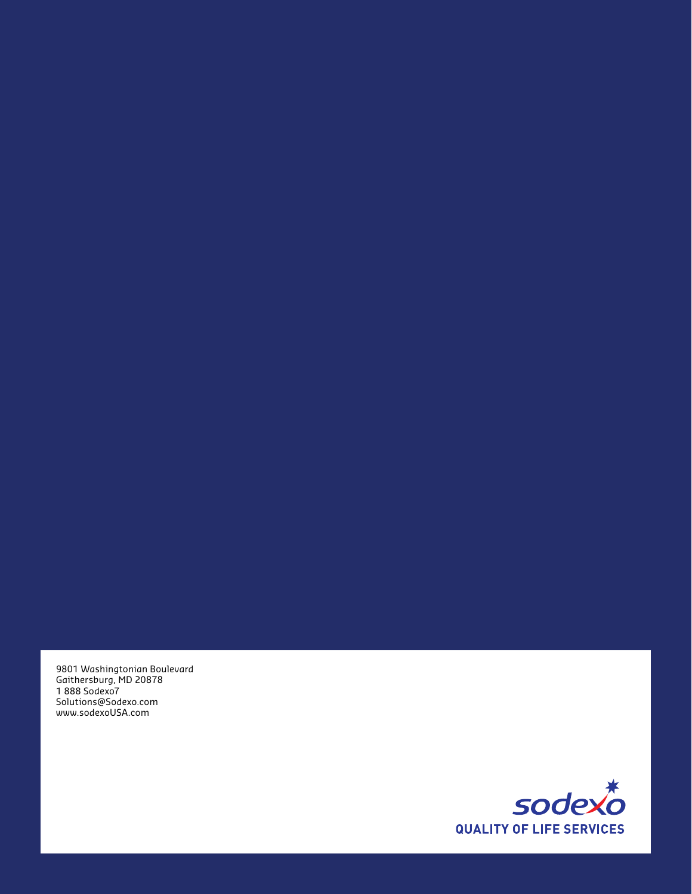9801 Washingtonian Boulevard
Gaithersburg, MD 20878
1 888 Sodexo7
Solutions@Sodexo.com
www.sodexoUSA.com

sodexo
QUALITY OF LIFE SERVICES